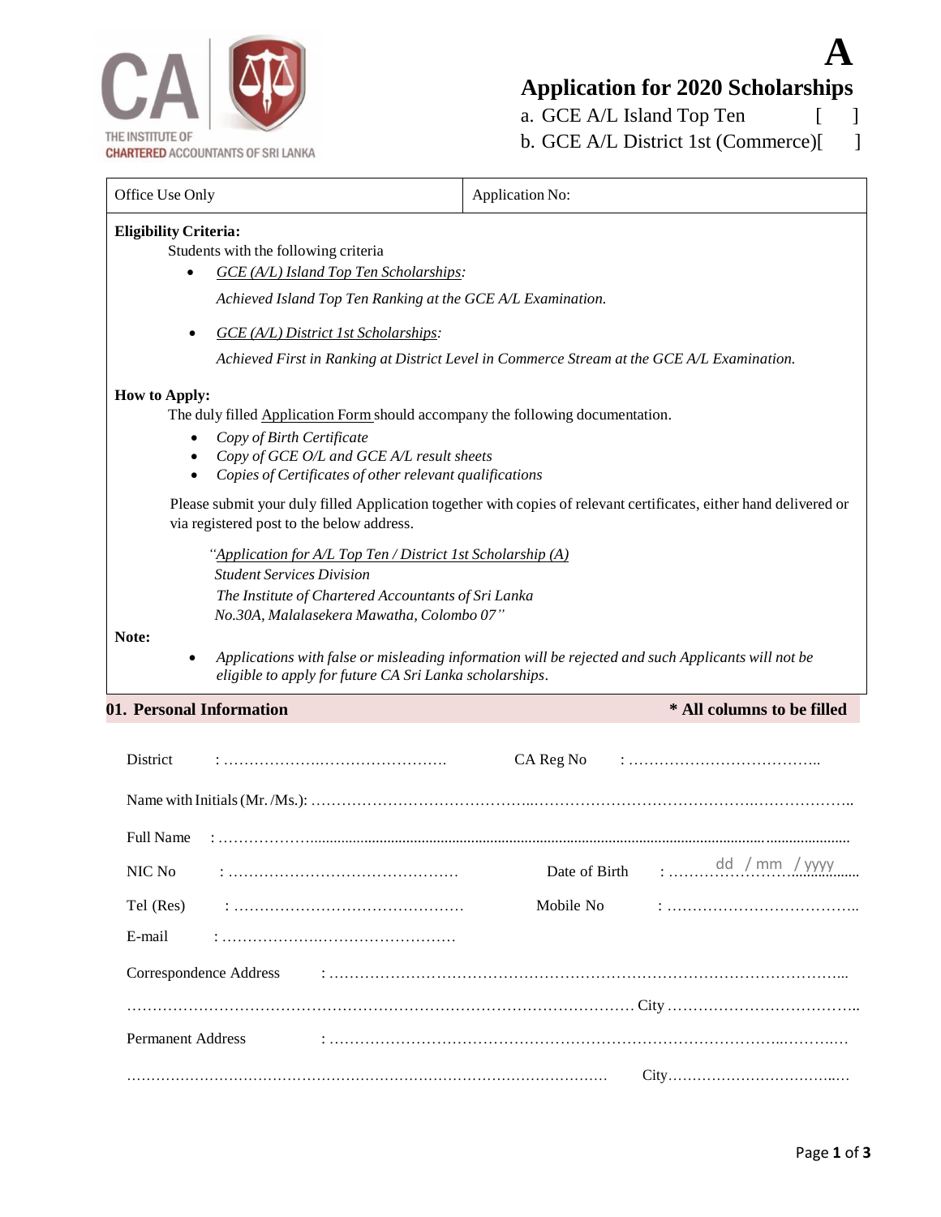THE INSTITUTE OF CHARTERED ACCOUNTANTS OF SRI LANKA

# A

## Application for 2020 Scholarships

a. GCE A/L Island Top Ten [ ]

b. GCE A/L District 1st (Commerce)[ ]

| Office Use Only | Application No: |
|---|---|

**Eligibility Criteria:**

Students with the following criteria

- *GCE (A/L) Island Top Ten Scholarships:*

  *Achieved Island Top Ten Ranking at the GCE A/L Examination.*

- *GCE (A/L) District 1st Scholarships:*

  *Achieved First in Ranking at District Level in Commerce Stream at the GCE A/L Examination.*

**How to Apply:**

The duly filled Application Form should accompany the following documentation.

- *Copy of Birth Certificate*
- *Copy of GCE O/L and GCE A/L result sheets*
- *Copies of Certificates of other relevant qualifications*

Please submit your duly filled Application together with copies of relevant certificates, either hand delivered or via registered post to the below address.

*"Application for A/L Top Ten / District 1st Scholarship (A)*
*Student Services Division*
*The Institute of Chartered Accountants of Sri Lanka*
*No.30A, Malalasekera Mawatha, Colombo 07"*

**Note:**

- *Applications with false or misleading information will be rejected and such Applicants will not be eligible to apply for future CA Sri Lanka scholarships.*

## 01. Personal Information

**\* All columns to be filled**

District : …………………………………………… CA Reg No : ………………………………..

Name with Initials (Mr. /Ms.): ……………………………………………………………………………………………………..

Full Name : ………………………………………………………………………………………………………………………

NIC No : ……………………………………… Date of Birth : ……dd / mm / yyyy……

Tel (Res) : ……………………………………… Mobile No : ………………………………..

E-mail : ………………………………………

Correspondence Address : ……………………………………………………………………………………...

…………………………………………………………………………………………… City ………………………………..

Permanent Address : ……………………………………………………………………………………...

…………………………………………………………………………………………… City………………………………..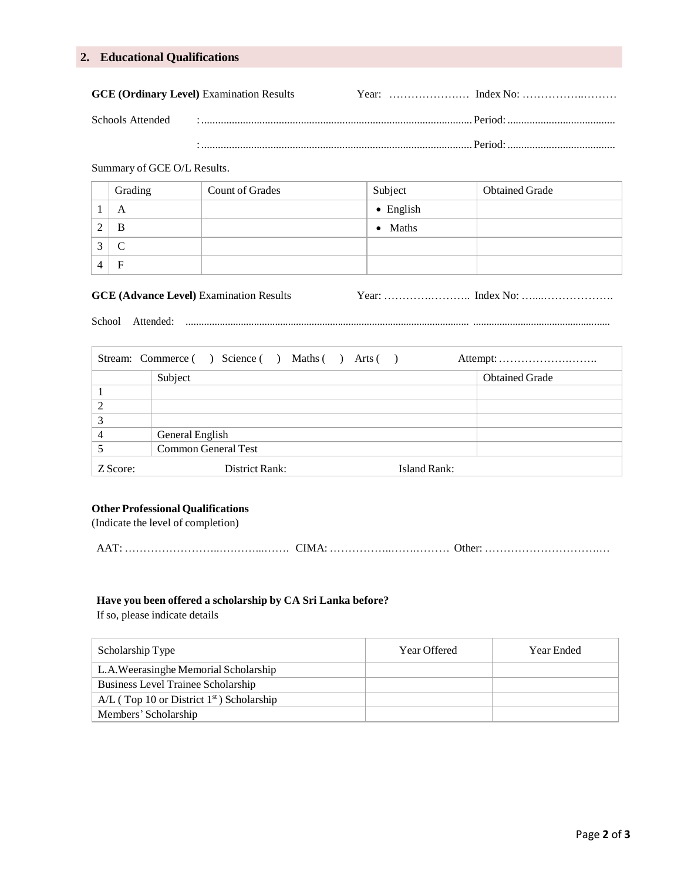## 2. Educational Qualifications

**GCE (Ordinary Level)** Examination Results Year: ………………… Index No: ………………………

Schools Attended : ……………………………………………………………… Period: …………………………

: ……………………………………………………………… Period: …………………………

Summary of GCE O/L Results.

| | Grading | Count of Grades | Subject | Obtained Grade |
|---|---|---|---|---|
| 1 | A | | • English | |
| 2 | B | | • Maths | |
| 3 | C | | | |
| 4 | F | | | |

**GCE (Advance Level)** Examination Results Year: ……………………… Index No: …………………………

School Attended: ……………………………………………………………… ………………………………

| Stream: Commerce ( ) Science ( ) Maths ( ) Arts ( ) | | Attempt: ……………………… |
|---|---|---|
| | Subject | Obtained Grade |
| 1 | | |
| 2 | | |
| 3 | | |
| 4 | General English | |
| 5 | Common General Test | |
| Z Score: | District Rank: | Island Rank: |

**Other Professional Qualifications**
(Indicate the level of completion)

AAT: …………………………………… CIMA: ………………………… Other: ……………………………

**Have you been offered a scholarship by CA Sri Lanka before?**
If so, please indicate details

| Scholarship Type | Year Offered | Year Ended |
|---|---|---|
| L.A.Weerasinghe Memorial Scholarship | | |
| Business Level Trainee Scholarship | | |
| A/L ( Top 10 or District 1st ) Scholarship | | |
| Members' Scholarship | | |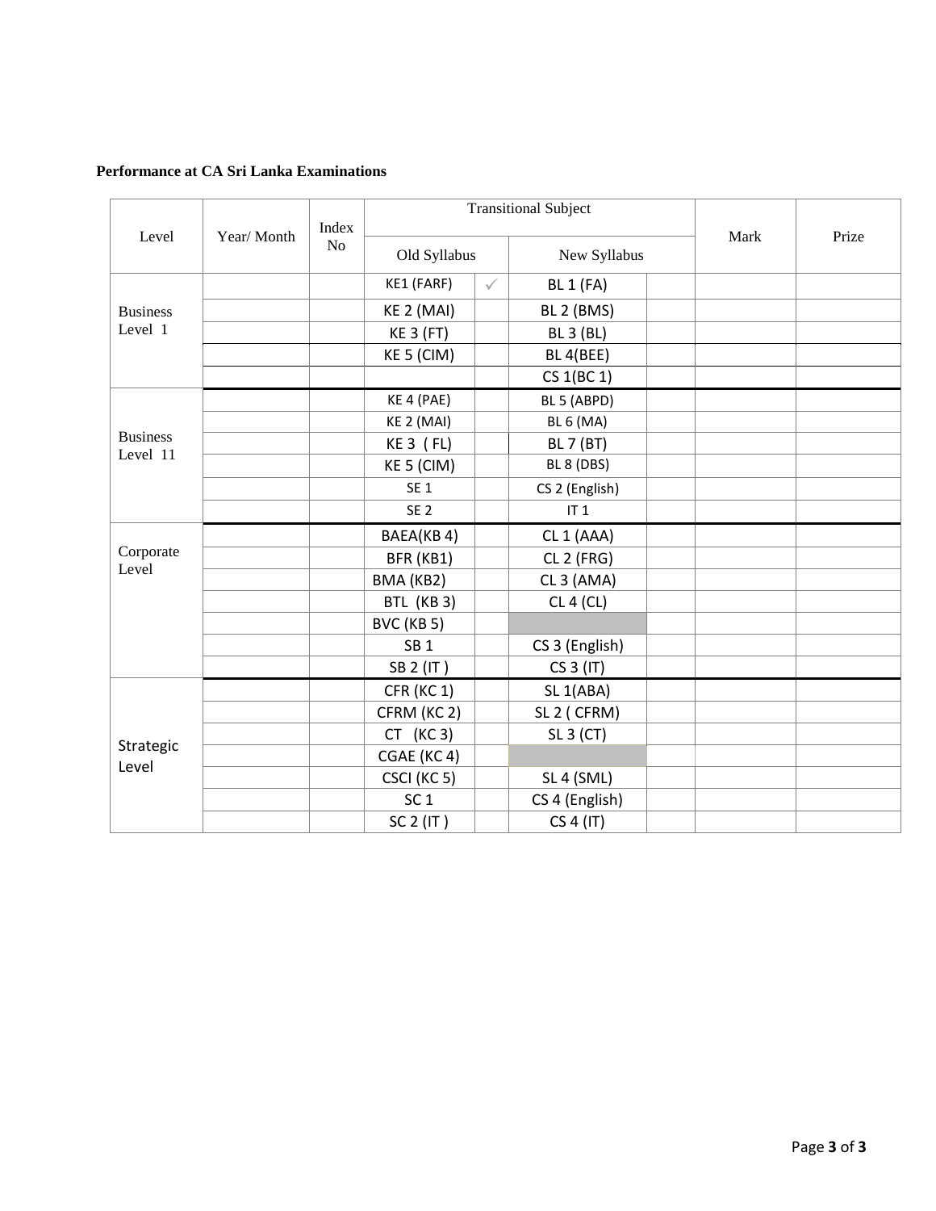**Performance at CA Sri Lanka Examinations**

| Level | Year/ Month | Index No | Transitional Subject | | | | Mark | Prize |
|---|---|---|---|---|---|---|---|---|
| | | | Old Syllabus | | New Syllabus | | | |
| Business Level 1 | | | KE1 (FARF) | ✓ | BL 1 (FA) | | | |
| | | | KE 2 (MAI) | | BL 2 (BMS) | | | |
| | | | KE 3 (FT) | | BL 3 (BL) | | | |
| | | | KE 5 (CIM) | | BL 4(BEE) | | | |
| | | | | | CS 1(BC 1) | | | |
| Business Level 11 | | | KE 4 (PAE) | | BL 5 (ABPD) | | | |
| | | | KE 2 (MAI) | | BL 6 (MA) | | | |
| | | | KE 3 ( FL) | | BL 7 (BT) | | | |
| | | | KE 5 (CIM) | | BL 8 (DBS) | | | |
| | | | SE 1 | | CS 2 (English) | | | |
| | | | SE 2 | | IT 1 | | | |
| Corporate Level | | | BAEA(KB 4) | | CL 1 (AAA) | | | |
| | | | BFR (KB1) | | CL 2 (FRG) | | | |
| | | | BMA (KB2) | | CL 3 (AMA) | | | |
| | | | BTL (KB 3) | | CL 4 (CL) | | | |
| | | | BVC (KB 5) | | | | | |
| | | | SB 1 | | CS 3 (English) | | | |
| | | | SB 2 (IT ) | | CS 3 (IT) | | | |
| Strategic Level | | | CFR (KC 1) | | SL 1(ABA) | | | |
| | | | CFRM (KC 2) | | SL 2 ( CFRM) | | | |
| | | | CT (KC 3) | | SL 3 (CT) | | | |
| | | | CGAE (KC 4) | | | | | |
| | | | CSCI (KC 5) | | SL 4 (SML) | | | |
| | | | SC 1 | | CS 4 (English) | | | |
| | | | SC 2 (IT ) | | CS 4 (IT) | | | |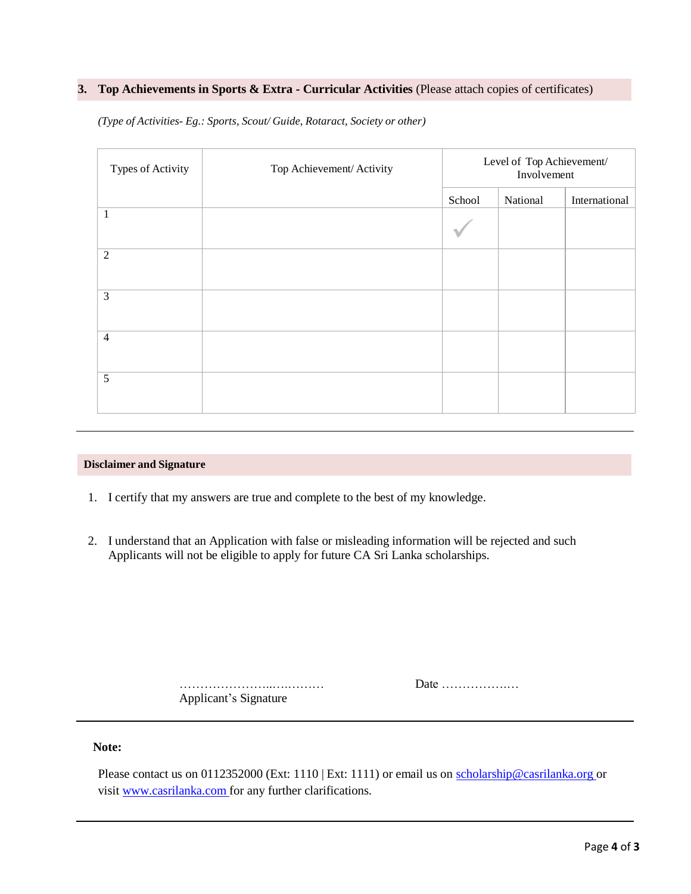## 3. Top Achievements in Sports & Extra - Curricular Activities (Please attach copies of certificates)

*(Type of Activities- Eg.: Sports, Scout/ Guide, Rotaract, Society or other)*

| Types of Activity | Top Achievement/ Activity | Level of Top Achievement/ Involvement | | |
|---|---|---|---|---|
| | | School | National | International |
| 1 | | ✓ | | |
| 2 | | | | |
| 3 | | | | |
| 4 | | | | |
| 5 | | | | |

---

## Disclaimer and Signature

1. I certify that my answers are true and complete to the best of my knowledge.

2. I understand that an Application with false or misleading information will be rejected and such Applicants will not be eligible to apply for future CA Sri Lanka scholarships.

………………….………………
Applicant's Signature

Date ………………..…

---

**Note:**

Please contact us on 0112352000 (Ext: 1110 | Ext: 1111) or email us on scholarship@casrilanka.org or visit www.casrilanka.com for any further clarifications.